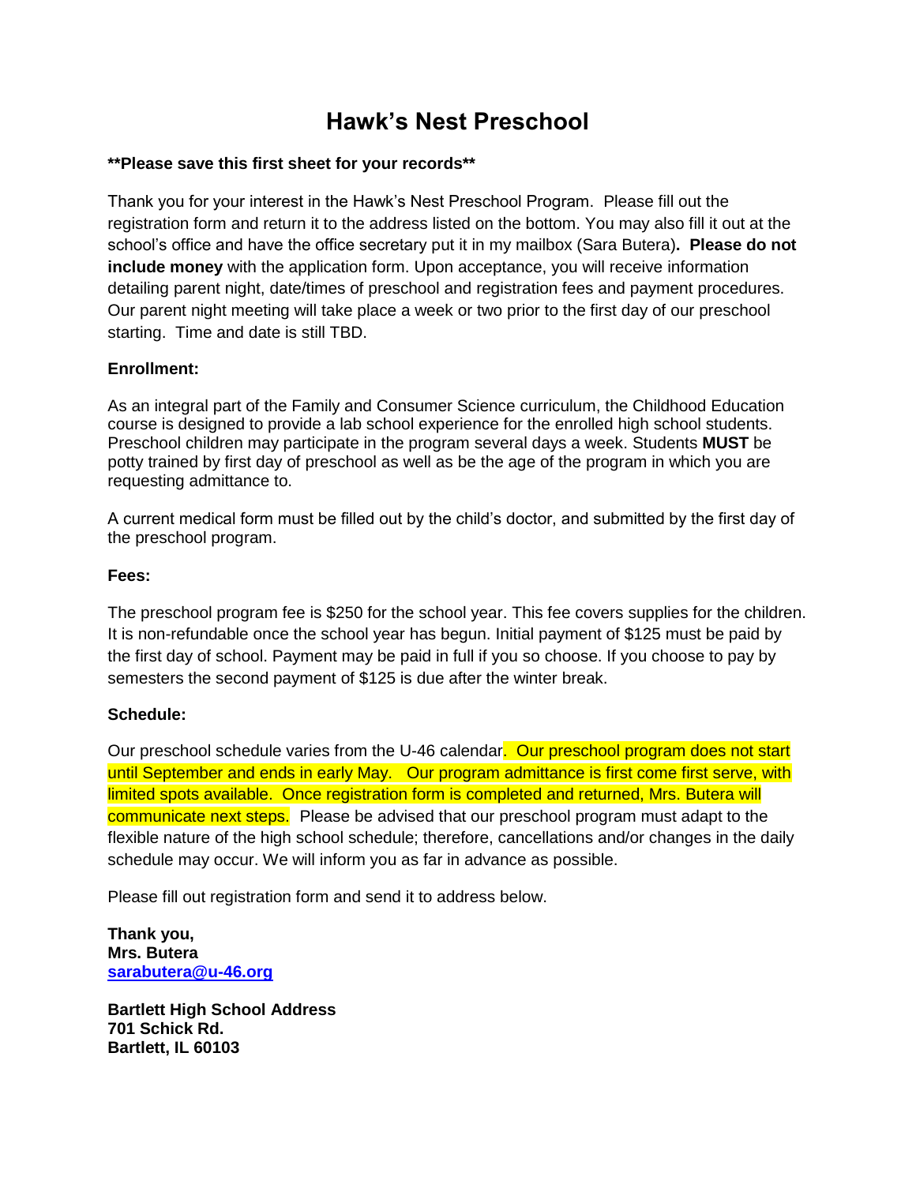# Hawk's Nest Preschool

**\*\*Please save this first sheet for your records\*\***

Thank you for your interest in the Hawk's Nest Preschool Program. Please fill out the registration form and return it to the address listed on the bottom. You may also fill it out at the school's office and have the office secretary put it in my mailbox (Sara Butera)**. Please do not include money** with the application form. Upon acceptance, you will receive information detailing parent night, date/times of preschool and registration fees and payment procedures. Our parent night meeting will take place a week or two prior to the first day of our preschool starting. Time and date is still TBD.

**Enrollment:**

As an integral part of the Family and Consumer Science curriculum, the Childhood Education course is designed to provide a lab school experience for the enrolled high school students. Preschool children may participate in the program several days a week. Students **MUST** be potty trained by first day of preschool as well as be the age of the program in which you are requesting admittance to.

A current medical form must be filled out by the child's doctor, and submitted by the first day of the preschool program.

**Fees:**

The preschool program fee is $250 for the school year. This fee covers supplies for the children. It is non-refundable once the school year has begun. Initial payment of $125 must be paid by the first day of school. Payment may be paid in full if you so choose. If you choose to pay by semesters the second payment of $125 is due after the winter break.

**Schedule:**

Our preschool schedule varies from the U-46 calendar. Our preschool program does not start until September and ends in early May. Our program admittance is first come first serve, with limited spots available. Once registration form is completed and returned, Mrs. Butera will communicate next steps. Please be advised that our preschool program must adapt to the flexible nature of the high school schedule; therefore, cancellations and/or changes in the daily schedule may occur. We will inform you as far in advance as possible.

Please fill out registration form and send it to address below.

**Thank you,**
**Mrs. Butera**
**sarabutera@u-46.org**

**Bartlett High School Address**
**701 Schick Rd.**
**Bartlett, IL 60103**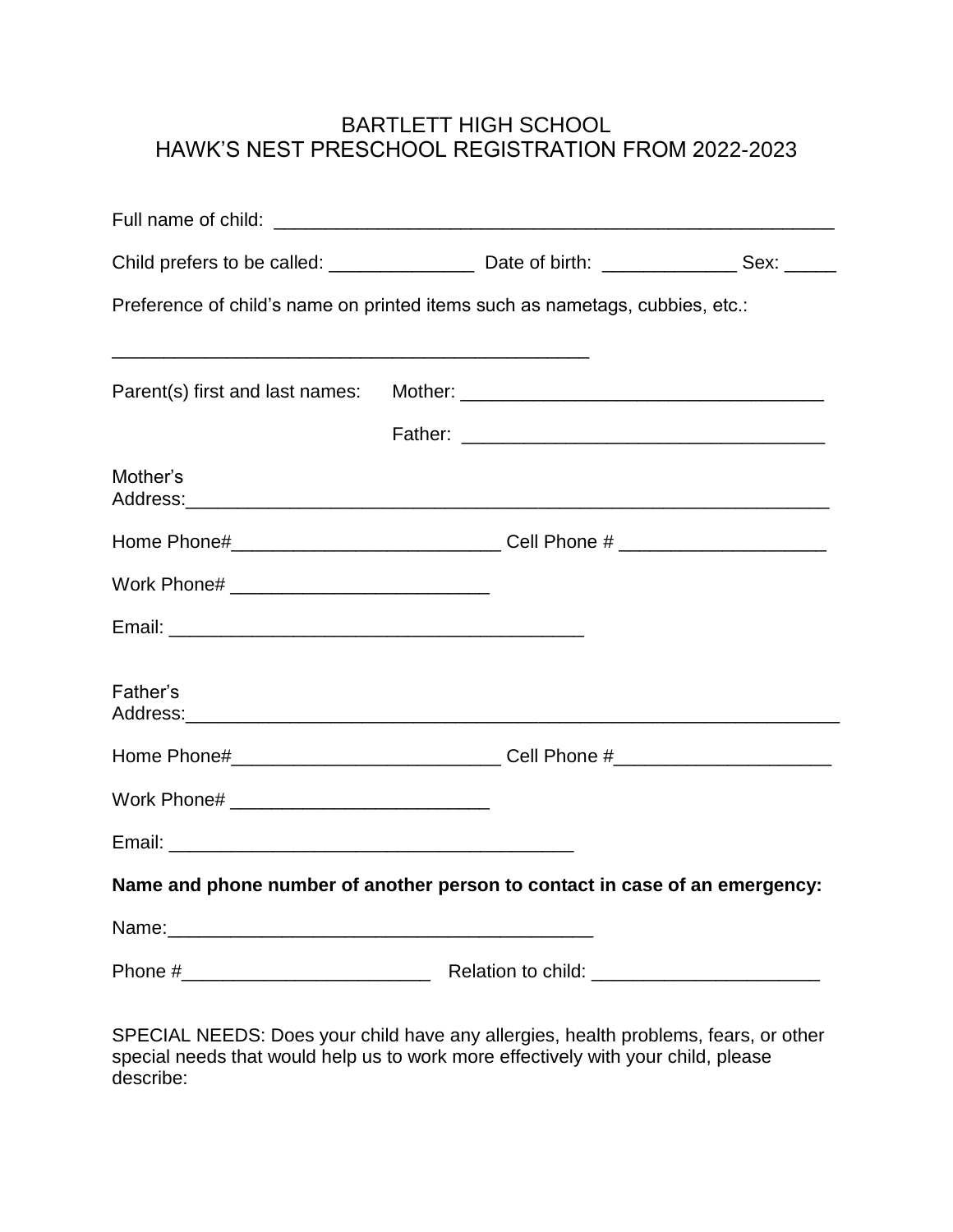# BARTLETT HIGH SCHOOL
# HAWK'S NEST PRESCHOOL REGISTRATION FROM 2022-2023

Full name of child: ______________________________________________________

Child prefers to be called: ______________ Date of birth: _____________ Sex: _____

Preference of child's name on printed items such as nametags, cubbies, etc.:

_______________________________________________

Parent(s) first and last names: Mother: __________________________________

Father: __________________________________

Mother's Address:______________________________________________________________

Home Phone#__________________________ Cell Phone # ____________________

Work Phone# _________________________

Email: ________________________________________

Father's Address:_______________________________________________________________

Home Phone#__________________________ Cell Phone #_____________________

Work Phone# _________________________

Email: _______________________________________

**Name and phone number of another person to contact in case of an emergency:**

Name:__________________________________________

Phone #________________________ Relation to child: ______________________

SPECIAL NEEDS: Does your child have any allergies, health problems, fears, or other special needs that would help us to work more effectively with your child, please describe: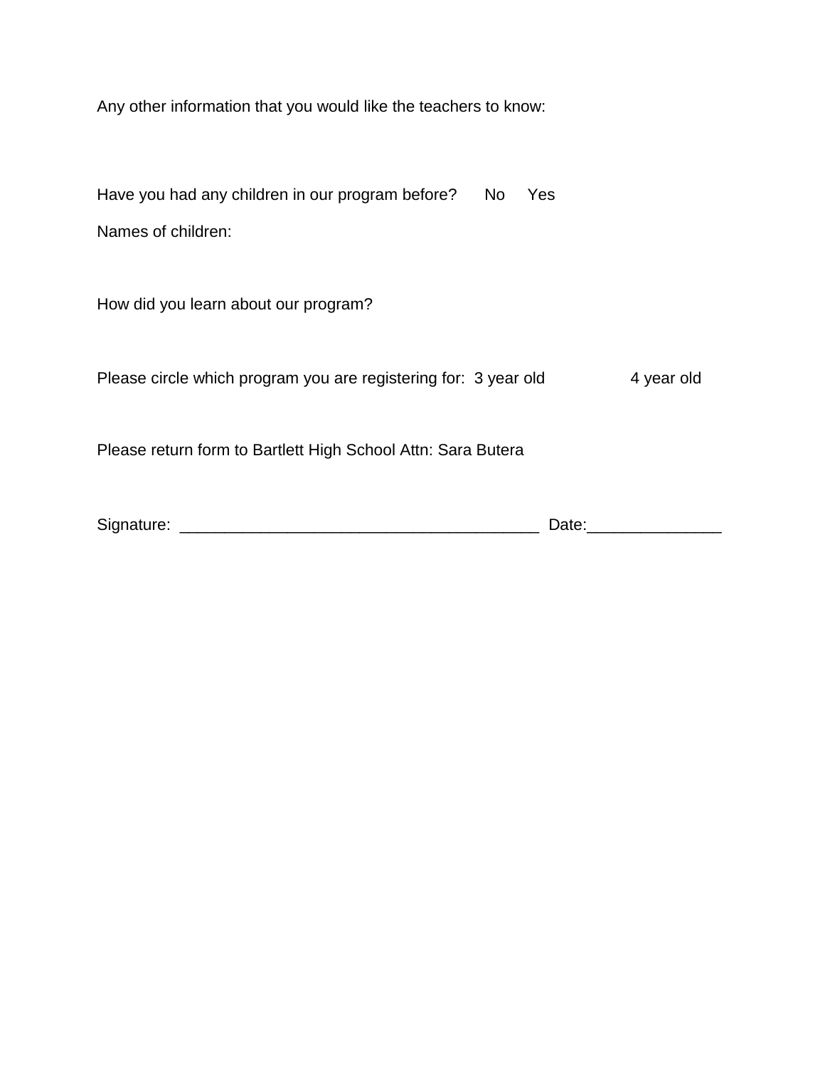Any other information that you would like the teachers to know:

Have you had any children in our program before?   No   Yes

Names of children:

How did you learn about our program?

Please circle which program you are registering for:  3 year old   4 year old

Please return form to Bartlett High School Attn: Sara Butera

Signature: _______________________________________ Date:______________